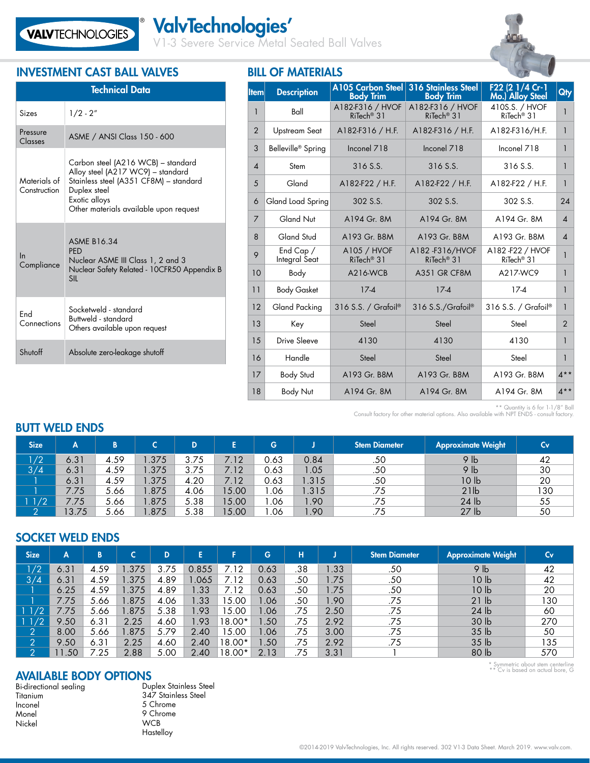# ValvTechnologies'

V1-3 Severe Service Metal Seated Ball Valves

## INVESTMENT CAST BALL VALVES

| Technical Data | |
|---|---|
| Sizes | 1/2 - 2" |
| Pressure Classes | ASME / ANSI Class 150 - 600 |
| Materials of Construction | Carbon steel (A216 WCB) – standard<br>Alloy steel (A217 WC9) – standard<br>Stainless steel (A351 CF8M) – standard<br>Duplex steel<br>Exotic alloys<br>Other materials available upon request |
| In Compliance | ASME B16.34<br>PED<br>Nuclear ASME III Class 1, 2 and 3<br>Nuclear Safety Related - 10CFR50 Appendix B<br>SIL |
| End Connections | Socketweld - standard<br>Buttweld - standard<br>Others available upon request |
| Shutoff | Absolute zero-leakage shutoff |

## BILL OF MATERIALS

| Item | Description | A105 Carbon Steel Body Trim | 316 Stainless Steel Body Trim | F22 (2 1/4 Cr-1 Mo.) Alloy Steel | Qty |
|---|---|---|---|---|---|
| 1 | Ball | A182-F316 / HVOF RiTech® 31 | A182-F316 / HVOF RiTech® 31 | 410S.S. / HVOF RiTech® 31 | 1 |
| 2 | Upstream Seat | A182-F316 / H.F. | A182-F316 / H.F. | A182-F316/H.F. | 1 |
| 3 | Belleville® Spring | Inconel 718 | Inconel 718 | Inconel 718 | 1 |
| 4 | Stem | 316 S.S. | 316 S.S. | 316 S.S. | 1 |
| 5 | Gland | A182-F22 / H.F. | A182-F22 / H.F. | A182-F22 / H.F. | 1 |
| 6 | Gland Load Spring | 302 S.S. | 302 S.S. | 302 S.S. | 24 |
| 7 | Gland Nut | A194 Gr. 8M | A194 Gr. 8M | A194 Gr. 8M | 4 |
| 8 | Gland Stud | A193 Gr. B8M | A193 Gr. B8M | A193 Gr. B8M | 4 |
| 9 | End Cap / Integral Seat | A105 / HVOF RiTech® 31 | A182 -F316/HVOF RiTech® 31 | A182 -F22 / HVOF RiTech® 31 | 1 |
| 10 | Body | A216-WCB | A351 GR CF8M | A217-WC9 | 1 |
| 11 | Body Gasket | 17-4 | 17-4 | 17-4 | 1 |
| 12 | Gland Packing | 316 S.S. / Grafoil® | 316 S.S./Grafoil® | 316 S.S. / Grafoil® | 1 |
| 13 | Key | Steel | Steel | Steel | 2 |
| 15 | Drive Sleeve | 4130 | 4130 | 4130 | 1 |
| 16 | Handle | Steel | Steel | Steel | 1 |
| 17 | Body Stud | A193 Gr. B8M | A193 Gr. B8M | A193 Gr. B8M | 4** |
| 18 | Body Nut | A194 Gr. 8M | A194 Gr. 8M | A194 Gr. 8M | 4** |

** Quantity is 6 for 1-1/8" Ball
Consult factory for other material options. Also available with NPT ENDS - consult factory.

## BUTT WELD ENDS

| Size | A | B | C | D | E | G | J | Stem Diameter | Approximate Weight | Cv |
|---|---|---|---|---|---|---|---|---|---|---|
| 1/2 | 6.31 | 4.59 | 1.375 | 3.75 | 7.12 | 0.63 | 0.84 | .50 | 9 lb | 42 |
| 3/4 | 6.31 | 4.59 | 1.375 | 3.75 | 7.12 | 0.63 | 1.05 | .50 | 9 lb | 30 |
| 1 | 6.31 | 4.59 | 1.375 | 4.20 | 7.12 | 0.63 | 1.315 | .50 | 10 lb | 20 |
| 1 | 7.75 | 5.66 | 1.875 | 4.06 | 15.00 | 1.06 | 1.315 | .75 | 21lb | 130 |
| 1 1/2 | 7.75 | 5.66 | 1.875 | 5.38 | 15.00 | 1.06 | 1.90 | .75 | 24 lb | 55 |
| 2 | 13.75 | 5.66 | 1.875 | 5.38 | 15.00 | 1.06 | 1.90 | .75 | 27 lb | 50 |

## SOCKET WELD ENDS

| Size | A | B | C | D | E | F | G | H | J | Stem Diameter | Approximate Weight | Cv |
|---|---|---|---|---|---|---|---|---|---|---|---|---|
| 1/2 | 6.31 | 4.59 | 1.375 | 3.75 | 0.855 | 7.12 | 0.63 | .38 | 1.33 | .50 | 9 lb | 42 |
| 3/4 | 6.31 | 4.59 | 1.375 | 4.89 | 1.065 | 7.12 | 0.63 | .50 | 1.75 | .50 | 10 lb | 42 |
| 1 | 6.25 | 4.59 | 1.375 | 4.89 | 1.33 | 7.12 | 0.63 | .50 | 1.75 | .50 | 10 lb | 20 |
| 1 | 7.75 | 5.66 | 1.875 | 4.06 | 1.33 | 15.00 | 1.06 | .50 | 1.90 | .75 | 21 lb | 130 |
| 1 1/2 | 7.75 | 5.66 | 1.875 | 5.38 | 1.93 | 15.00 | 1.06 | .75 | 2.50 | .75 | 24 lb | 60 |
| 1 1/2 | 9.50 | 6.31 | 2.25 | 4.60 | 1.93 | 18.00* | 1.50 | .75 | 2.92 | .75 | 30 lb | 270 |
| 2 | 8.00 | 5.66 | 1.875 | 5.79 | 2.40 | 15.00 | 1.06 | .75 | 3.00 | .75 | 35 lb | 50 |
| 2 | 9.50 | 6.31 | 2.25 | 4.60 | 2.40 | 18.00* | 1.50 | .75 | 2.92 | .75 | 35 lb | 135 |
| 2 | 11.50 | 7.25 | 2.88 | 5.00 | 2.40 | 18.00* | 2.13 | .75 | 3.31 | 1 | 80 lb | 570 |

\* Symmetric about stem centerline
\*\* Cv is based on actual bore, G

## AVAILABLE BODY OPTIONS

- Bi-directional sealing
- Titanium
- Inconel
- Monel
- Nickel
- Duplex Stainless Steel
- 347 Stainless Steel
- 5 Chrome
- 9 Chrome
- WCB
- Hastelloy

©2014-2019 ValvTechnologies, Inc. All rights reserved. 302 V1-3 Data Sheet. March 2019. www.valv.com.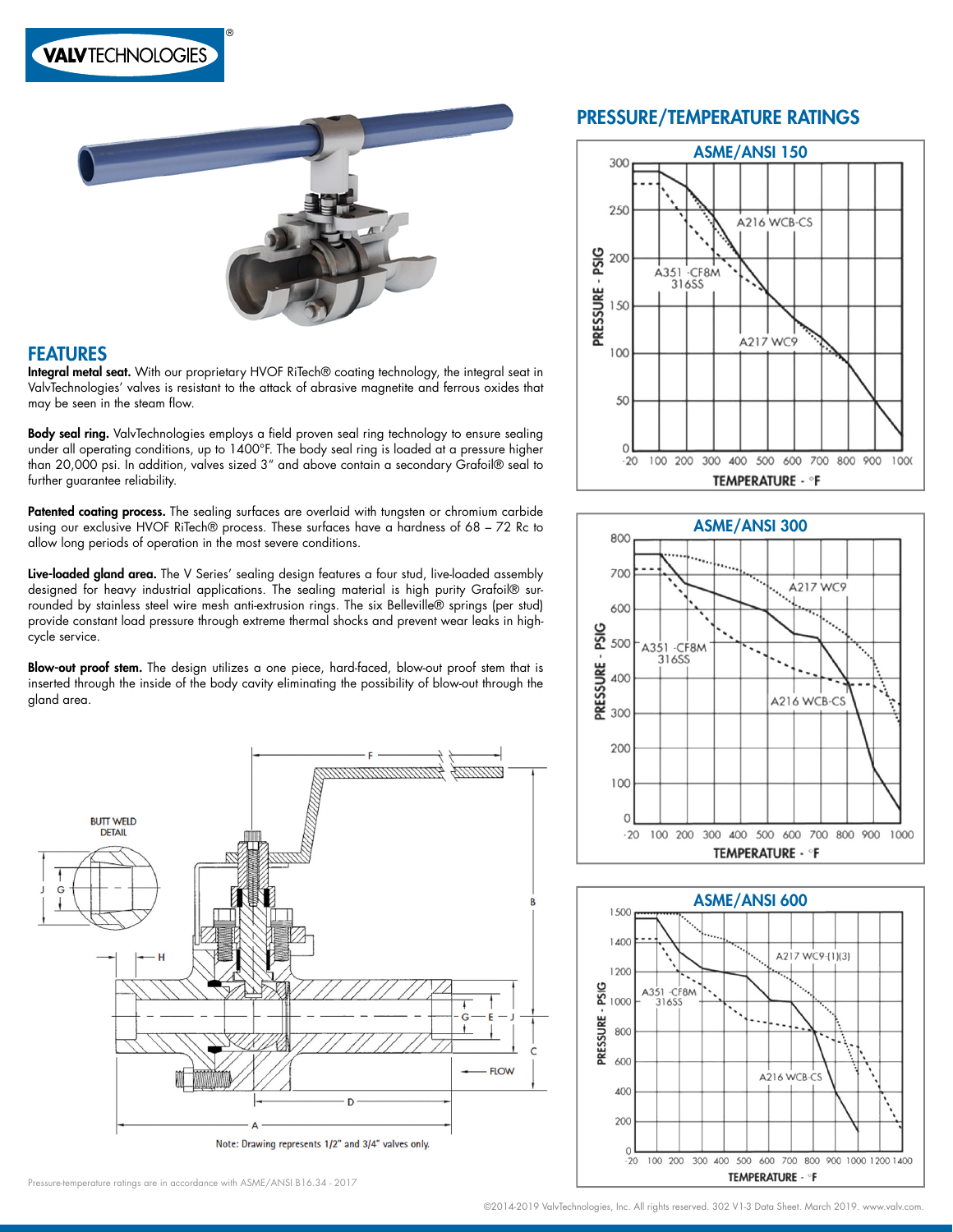## FEATURES

**Integral metal seat.** With our proprietary HVOF RiTech® coating technology, the integral seat in ValvTechnologies' valves is resistant to the attack of abrasive magnetite and ferrous oxides that may be seen in the steam flow.

**Body seal ring.** ValvTechnologies employs a field proven seal ring technology to ensure sealing under all operating conditions, up to 1400°F. The body seal ring is loaded at a pressure higher than 20,000 psi. In addition, valves sized 3" and above contain a secondary Grafoil® seal to further guarantee reliability.

**Patented coating process.** The sealing surfaces are overlaid with tungsten or chromium carbide using our exclusive HVOF RiTech® process. These surfaces have a hardness of 68 – 72 Rc to allow long periods of operation in the most severe conditions.

**Live-loaded gland area.** The V Series' sealing design features a four stud, live-loaded assembly designed for heavy industrial applications. The sealing material is high purity Grafoil® surrounded by stainless steel wire mesh anti-extrusion rings. The six Belleville® springs (per stud) provide constant load pressure through extreme thermal shocks and prevent wear leaks in high-cycle service.

**Blow-out proof stem.** The design utilizes a one piece, hard-faced, blow-out proof stem that is inserted through the inside of the body cavity eliminating the possibility of blow-out through the gland area.

BUTT WELD DETAIL

F, B, H, J, G, E, C, D, A, FLOW

Note: Drawing represents 1/2" and 3/4" valves only.

## PRESSURE/TEMPERATURE RATINGS

### ASME/ANSI 150

PRESSURE - PSIG: 0, 50, 100, 150, 200, 250, 300

TEMPERATURE - °F: -20, 100, 200, 300, 400, 500, 600, 700, 800, 900, 1000

A216 WCB-CS

A351 -CF8M 316SS

A217 WC9

### ASME/ANSI 300

PRESSURE - PSIG: 0, 100, 200, 300, 400, 500, 600, 700, 800

TEMPERATURE - °F: -20, 100, 200, 300, 400, 500, 600, 700, 800, 900, 1000

A217 WC9

A351 -CF8M 316SS

A216 WCB-CS

### ASME/ANSI 600

PRESSURE - PSIG: 0, 200, 400, 600, 800, 1000, 1200, 1400, 1500

TEMPERATURE - °F: -20, 100, 200, 300, 400, 500, 600, 700, 800, 900, 1000, 1200, 1400

A217 WC9 (1)(3)

A351 -CF8M 316SS

A216 WCB-CS

Pressure-temperature ratings are in accordance with ASME/ANSI B16.34 - 2017

©2014-2019 ValvTechnologies, Inc. All rights reserved. 302 V1-3 Data Sheet. March 2019. www.valv.com.